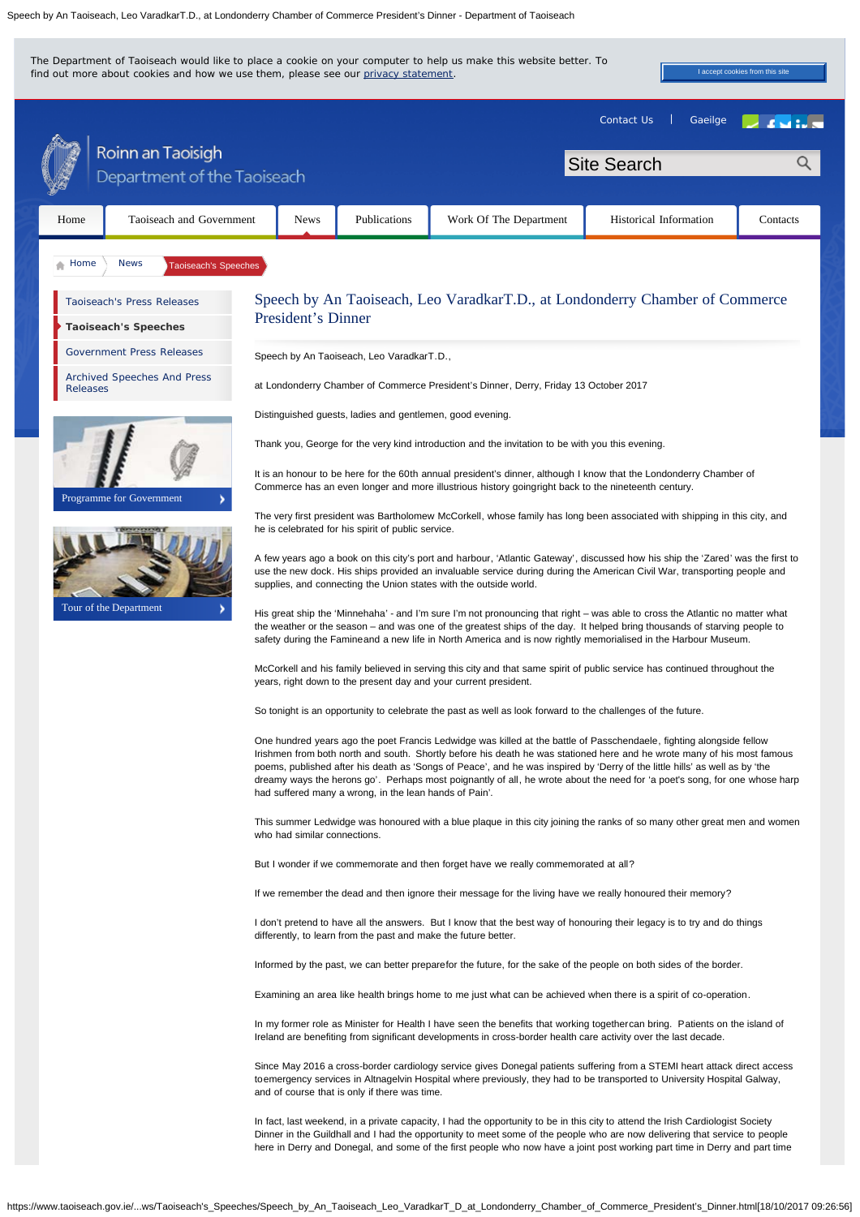# Speech by An Taoiseach, Leo VaradkarT.D., at Londonderry Chamber of Commerce President's Dinner

Speech by An Taoiseach, Leo VaradkarT.D.,

at Londonderry Chamber of Commerce President's Dinner, Derry, Friday 13 October 2017

Distinguished guests, ladies and gentlemen, good evening.

Thank you, George for the very kind introduction and the invitation to be with you this evening.

It is an honour to be here for the 60th annual president's dinner, although I know that the Londonderry Chamber of Commerce has an even longer and more illustrious history goingright back to the nineteenth century.

The very first president was Bartholomew McCorkell, whose family has long been associated with shipping in this city, and he is celebrated for his spirit of public service.

A few years ago a book on this city's port and harbour, 'Atlantic Gateway', discussed how his ship the 'Zared' was the first to use the new dock. His ships provided an invaluable service during during the American Civil War, transporting people and supplies, and connecting the Union states with the outside world.

His great ship the 'Minnehaha' - and I'm sure I'm not pronouncing that right – was able to cross the Atlantic no matter what the weather or the season – and was one of the greatest ships of the day. It helped bring thousands of starving people to safety during the Famineand a new life in North America and is now rightly memorialised in the Harbour Museum.

McCorkell and his family believed in serving this city and that same spirit of public service has continued throughout the years, right down to the present day and your current president.

So tonight is an opportunity to celebrate the past as well as look forward to the challenges of the future.

One hundred years ago the poet Francis Ledwidge was killed at the battle of Passchendaele, fighting alongside fellow Irishmen from both north and south. Shortly before his death he was stationed here and he wrote many of his most famous poems, published after his death as 'Songs of Peace', and he was inspired by 'Derry of the little hills' as well as by 'the dreamy ways the herons go'. Perhaps most poignantly of all, he wrote about the need for 'a poet's song, for one whose harp had suffered many a wrong, in the lean hands of Pain'.

This summer Ledwidge was honoured with a blue plaque in this city joining the ranks of so many other great men and women who had similar connections.

But I wonder if we commemorate and then forget have we really commemorated at all?

If we remember the dead and then ignore their message for the living have we really honoured their memory?

I don't pretend to have all the answers. But I know that the best way of honouring their legacy is to try and do things differently, to learn from the past and make the future better.

Informed by the past, we can better preparefor the future, for the sake of the people on both sides of the border.

Examining an area like health brings home to me just what can be achieved when there is a spirit of co-operation.

In my former role as Minister for Health I have seen the benefits that working togethercan bring. Patients on the island of Ireland are benefiting from significant developments in cross-border health care activity over the last decade.

Since May 2016 a cross-border cardiology service gives Donegal patients suffering from a STEMI heart attack direct access toemergency services in Altnagelvin Hospital where previously, they had to be transported to University Hospital Galway, and of course that is only if there was time.

In fact, last weekend, in a private capacity, I had the opportunity to be in this city to attend the Irish Cardiologist Society Dinner in the Guildhall and I had the opportunity to meet some of the people who are now delivering that service to people here in Derry and Donegal, and some of the first people who now have a joint post working part time in Derry and part time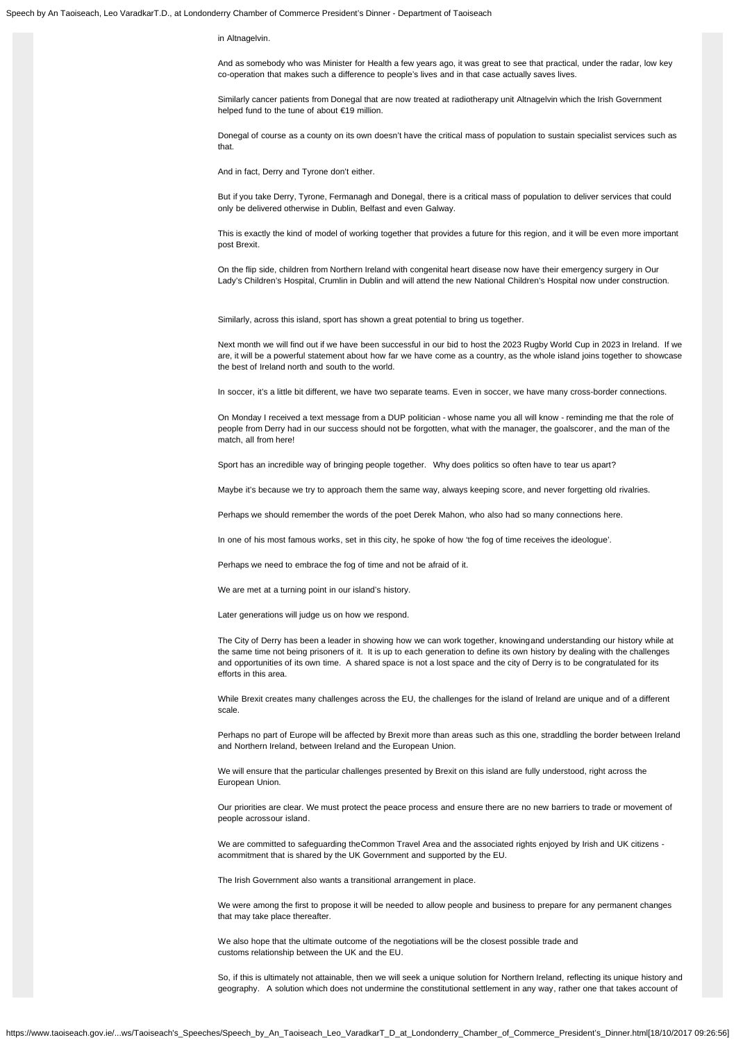in Altnagelvin.

And as somebody who was Minister for Health a few years ago, it was great to see that practical, under the radar, low key co-operation that makes such a difference to people's lives and in that case actually saves lives.

Similarly cancer patients from Donegal that are now treated at radiotherapy unit Altnagelvin which the Irish Government helped fund to the tune of about €19 million.

Donegal of course as a county on its own doesn't have the critical mass of population to sustain specialist services such as that.

And in fact, Derry and Tyrone don't either.

But if you take Derry, Tyrone, Fermanagh and Donegal, there is a critical mass of population to deliver services that could only be delivered otherwise in Dublin, Belfast and even Galway.

This is exactly the kind of model of working together that provides a future for this region, and it will be even more important post Brexit.

On the flip side, children from Northern Ireland with congenital heart disease now have their emergency surgery in Our Lady's Children's Hospital, Crumlin in Dublin and will attend the new National Children's Hospital now under construction.

Similarly, across this island, sport has shown a great potential to bring us together.

Next month we will find out if we have been successful in our bid to host the 2023 Rugby World Cup in 2023 in Ireland. If we are, it will be a powerful statement about how far we have come as a country, as the whole island joins together to showcase the best of Ireland north and south to the world.

In soccer, it's a little bit different, we have two separate teams. Even in soccer, we have many cross-border connections.

On Monday I received a text message from a DUP politician - whose name you all will know - reminding me that the role of people from Derry had in our success should not be forgotten, what with the manager, the goalscorer, and the man of the match, all from here!

Sport has an incredible way of bringing people together. Why does politics so often have to tear us apart?

Maybe it's because we try to approach them the same way, always keeping score, and never forgetting old rivalries.

Perhaps we should remember the words of the poet Derek Mahon, who also had so many connections here.

In one of his most famous works, set in this city, he spoke of how 'the fog of time receives the ideologue'.

Perhaps we need to embrace the fog of time and not be afraid of it.

We are met at a turning point in our island's history.

Later generations will judge us on how we respond.

The City of Derry has been a leader in showing how we can work together, knowingand understanding our history while at the same time not being prisoners of it. It is up to each generation to define its own history by dealing with the challenges and opportunities of its own time. A shared space is not a lost space and the city of Derry is to be congratulated for its efforts in this area.

While Brexit creates many challenges across the EU, the challenges for the island of Ireland are unique and of a different scale.

Perhaps no part of Europe will be affected by Brexit more than areas such as this one, straddling the border between Ireland and Northern Ireland, between Ireland and the European Union.

We will ensure that the particular challenges presented by Brexit on this island are fully understood, right across the European Union.

Our priorities are clear. We must protect the peace process and ensure there are no new barriers to trade or movement of people acrossour island.

We are committed to safeguarding theCommon Travel Area and the associated rights enjoyed by Irish and UK citizens - acommitment that is shared by the UK Government and supported by the EU.

The Irish Government also wants a transitional arrangement in place.

We were among the first to propose it will be needed to allow people and business to prepare for any permanent changes that may take place thereafter.

We also hope that the ultimate outcome of the negotiations will be the closest possible trade and customs relationship between the UK and the EU.

So, if this is ultimately not attainable, then we will seek a unique solution for Northern Ireland, reflecting its unique history and geography. A solution which does not undermine the constitutional settlement in any way, rather one that takes account of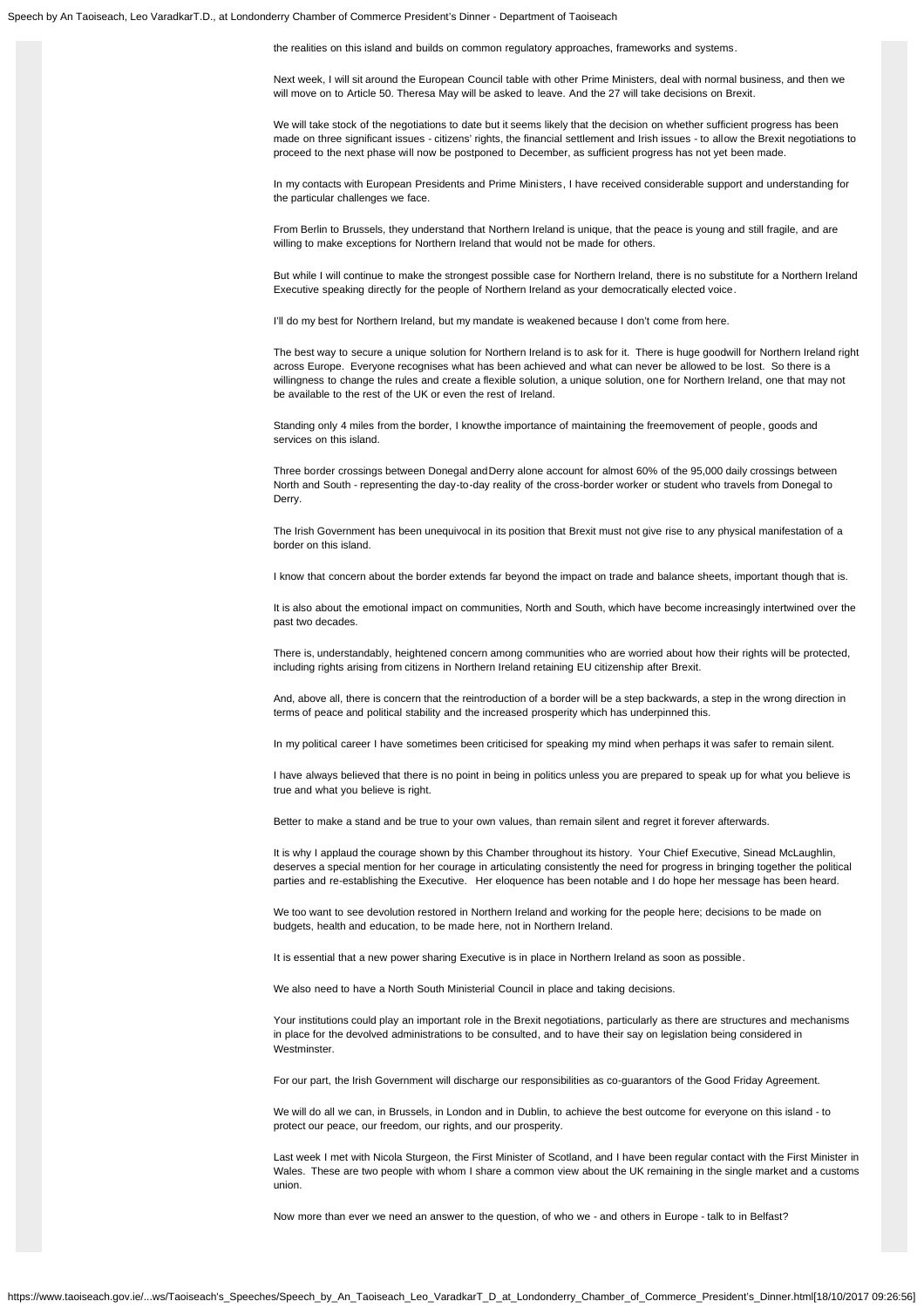the realities on this island and builds on common regulatory approaches, frameworks and systems.

Next week, I will sit around the European Council table with other Prime Ministers, deal with normal business, and then we will move on to Article 50. Theresa May will be asked to leave. And the 27 will take decisions on Brexit.

We will take stock of the negotiations to date but it seems likely that the decision on whether sufficient progress has been made on three significant issues - citizens' rights, the financial settlement and Irish issues - to allow the Brexit negotiations to proceed to the next phase will now be postponed to December, as sufficient progress has not yet been made.

In my contacts with European Presidents and Prime Ministers, I have received considerable support and understanding for the particular challenges we face.

From Berlin to Brussels, they understand that Northern Ireland is unique, that the peace is young and still fragile, and are willing to make exceptions for Northern Ireland that would not be made for others.

But while I will continue to make the strongest possible case for Northern Ireland, there is no substitute for a Northern Ireland Executive speaking directly for the people of Northern Ireland as your democratically elected voice.

I'll do my best for Northern Ireland, but my mandate is weakened because I don't come from here.

The best way to secure a unique solution for Northern Ireland is to ask for it. There is huge goodwill for Northern Ireland right across Europe. Everyone recognises what has been achieved and what can never be allowed to be lost. So there is a willingness to change the rules and create a flexible solution, a unique solution, one for Northern Ireland, one that may not be available to the rest of the UK or even the rest of Ireland.

Standing only 4 miles from the border, I knowthe importance of maintaining the freemovement of people, goods and services on this island.

Three border crossings between Donegal andDerry alone account for almost 60% of the 95,000 daily crossings between North and South - representing the day-to-day reality of the cross-border worker or student who travels from Donegal to Derry.

The Irish Government has been unequivocal in its position that Brexit must not give rise to any physical manifestation of a border on this island.

I know that concern about the border extends far beyond the impact on trade and balance sheets, important though that is.

It is also about the emotional impact on communities, North and South, which have become increasingly intertwined over the past two decades.

There is, understandably, heightened concern among communities who are worried about how their rights will be protected, including rights arising from citizens in Northern Ireland retaining EU citizenship after Brexit.

And, above all, there is concern that the reintroduction of a border will be a step backwards, a step in the wrong direction in terms of peace and political stability and the increased prosperity which has underpinned this.

In my political career I have sometimes been criticised for speaking my mind when perhaps it was safer to remain silent.

I have always believed that there is no point in being in politics unless you are prepared to speak up for what you believe is true and what you believe is right.

Better to make a stand and be true to your own values, than remain silent and regret it forever afterwards.

It is why I applaud the courage shown by this Chamber throughout its history. Your Chief Executive, Sinead McLaughlin, deserves a special mention for her courage in articulating consistently the need for progress in bringing together the political parties and re-establishing the Executive. Her eloquence has been notable and I do hope her message has been heard.

We too want to see devolution restored in Northern Ireland and working for the people here; decisions to be made on budgets, health and education, to be made here, not in Northern Ireland.

It is essential that a new power sharing Executive is in place in Northern Ireland as soon as possible.

We also need to have a North South Ministerial Council in place and taking decisions.

Your institutions could play an important role in the Brexit negotiations, particularly as there are structures and mechanisms in place for the devolved administrations to be consulted, and to have their say on legislation being considered in Westminster.

For our part, the Irish Government will discharge our responsibilities as co-guarantors of the Good Friday Agreement.

We will do all we can, in Brussels, in London and in Dublin, to achieve the best outcome for everyone on this island - to protect our peace, our freedom, our rights, and our prosperity.

Last week I met with Nicola Sturgeon, the First Minister of Scotland, and I have been regular contact with the First Minister in Wales. These are two people with whom I share a common view about the UK remaining in the single market and a customs union.

Now more than ever we need an answer to the question, of who we - and others in Europe - talk to in Belfast?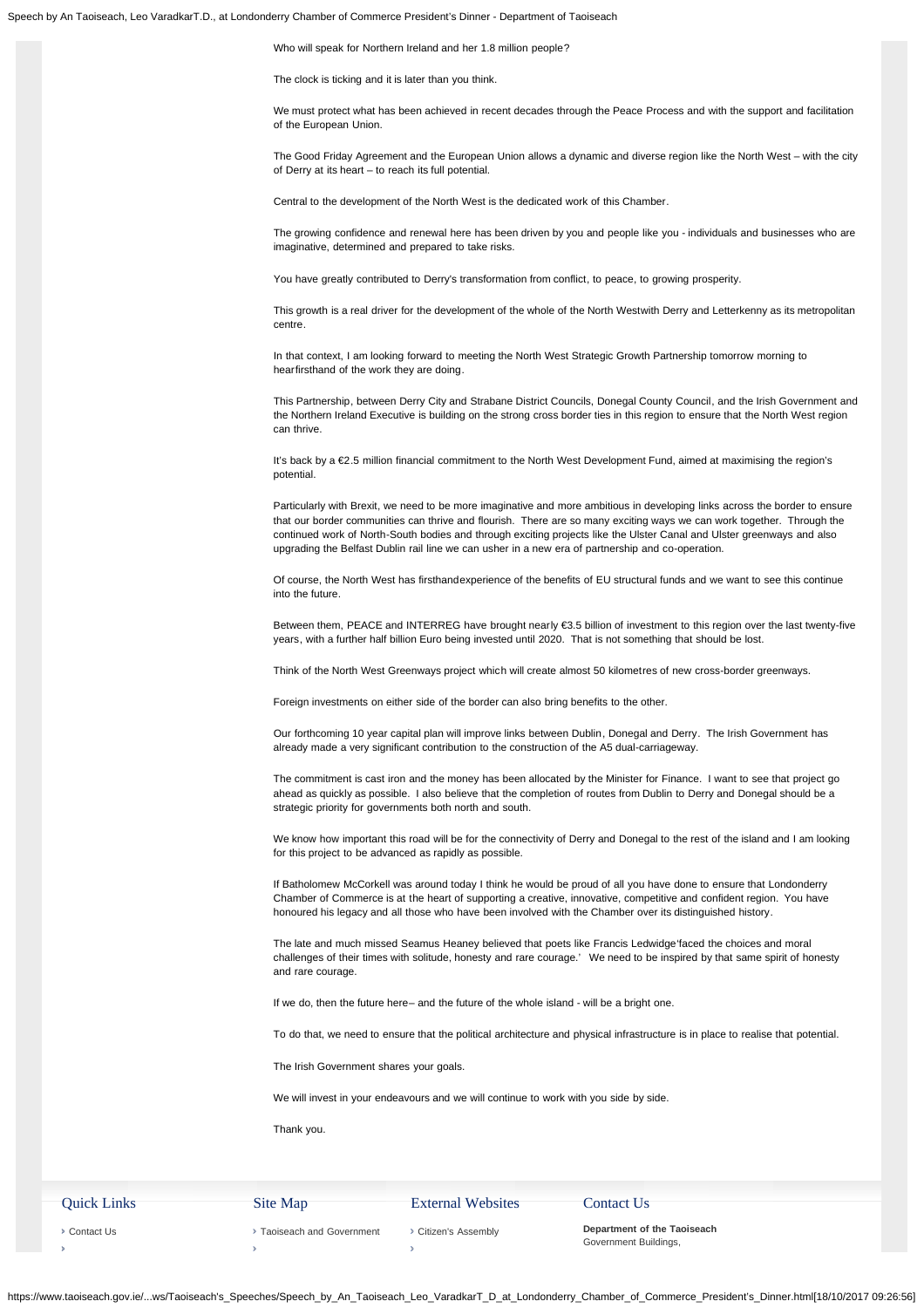Who will speak for Northern Ireland and her 1.8 million people?

The clock is ticking and it is later than you think.

We must protect what has been achieved in recent decades through the Peace Process and with the support and facilitation of the European Union.

The Good Friday Agreement and the European Union allows a dynamic and diverse region like the North West – with the city of Derry at its heart – to reach its full potential.

Central to the development of the North West is the dedicated work of this Chamber.

The growing confidence and renewal here has been driven by you and people like you - individuals and businesses who are imaginative, determined and prepared to take risks.

You have greatly contributed to Derry's transformation from conflict, to peace, to growing prosperity.

This growth is a real driver for the development of the whole of the North Westwith Derry and Letterkenny as its metropolitan centre.

In that context, I am looking forward to meeting the North West Strategic Growth Partnership tomorrow morning to hearfirsthand of the work they are doing.

This Partnership, between Derry City and Strabane District Councils, Donegal County Council, and the Irish Government and the Northern Ireland Executive is building on the strong cross border ties in this region to ensure that the North West region can thrive.

It's back by a €2.5 million financial commitment to the North West Development Fund, aimed at maximising the region's potential.

Particularly with Brexit, we need to be more imaginative and more ambitious in developing links across the border to ensure that our border communities can thrive and flourish. There are so many exciting ways we can work together. Through the continued work of North-South bodies and through exciting projects like the Ulster Canal and Ulster greenways and also upgrading the Belfast Dublin rail line we can usher in a new era of partnership and co-operation.

Of course, the North West has firsthandexperience of the benefits of EU structural funds and we want to see this continue into the future.

Between them, PEACE and INTERREG have brought nearly €3.5 billion of investment to this region over the last twenty-five years, with a further half billion Euro being invested until 2020. That is not something that should be lost.

Think of the North West Greenways project which will create almost 50 kilometres of new cross-border greenways.

Foreign investments on either side of the border can also bring benefits to the other.

Our forthcoming 10 year capital plan will improve links between Dublin, Donegal and Derry. The Irish Government has already made a very significant contribution to the construction of the A5 dual-carriageway.

The commitment is cast iron and the money has been allocated by the Minister for Finance. I want to see that project go ahead as quickly as possible. I also believe that the completion of routes from Dublin to Derry and Donegal should be a strategic priority for governments both north and south.

We know how important this road will be for the connectivity of Derry and Donegal to the rest of the island and I am looking for this project to be advanced as rapidly as possible.

If Batholomew McCorkell was around today I think he would be proud of all you have done to ensure that Londonderry Chamber of Commerce is at the heart of supporting a creative, innovative, competitive and confident region. You have honoured his legacy and all those who have been involved with the Chamber over its distinguished history.

The late and much missed Seamus Heaney believed that poets like Francis Ledwidge'faced the choices and moral challenges of their times with solitude, honesty and rare courage.' We need to be inspired by that same spirit of honesty and rare courage.

If we do, then the future here– and the future of the whole island - will be a bright one.

To do that, we need to ensure that the political architecture and physical infrastructure is in place to realise that potential.

The Irish Government shares your goals.

We will invest in your endeavours and we will continue to work with you side by side.

Thank you.

Quick Links

- Contact Us

Site Map

- Taoiseach and Government

External Websites

- Citizen's Assembly

Contact Us

**Department of the Taoiseach**
Government Buildings,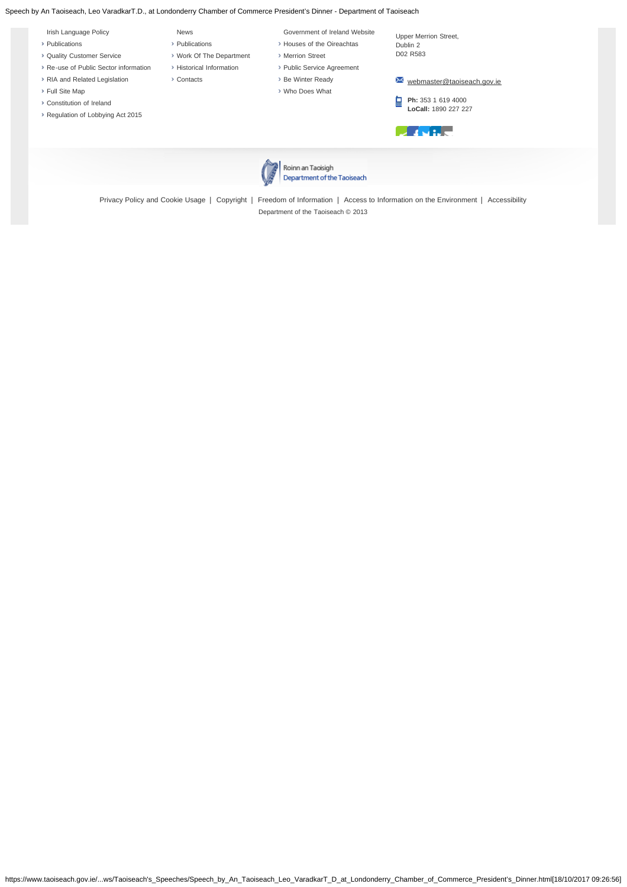Irish Language Policy

- Publications
- Quality Customer Service
- Re-use of Public Sector information
- RIA and Related Legislation
- Full Site Map
- Constitution of Ireland
- Regulation of Lobbying Act 2015

News

- Publications
- Work Of The Department
- Historical Information
- Contacts

Government of Ireland Website

- Houses of the Oireachtas
- Merrion Street
- Public Service Agreement
- Be Winter Ready
- Who Does What

Upper Merrion Street,
Dublin 2
D02 R583

webmaster@taoiseach.gov.ie

**Ph:** 353 1 619 4000
**LoCall:** 1890 227 227

Roinn an Taoisigh
Department of the Taoiseach

Privacy Policy and Cookie Usage | Copyright | Freedom of Information | Access to Information on the Environment | Accessibility

Department of the Taoiseach © 2013